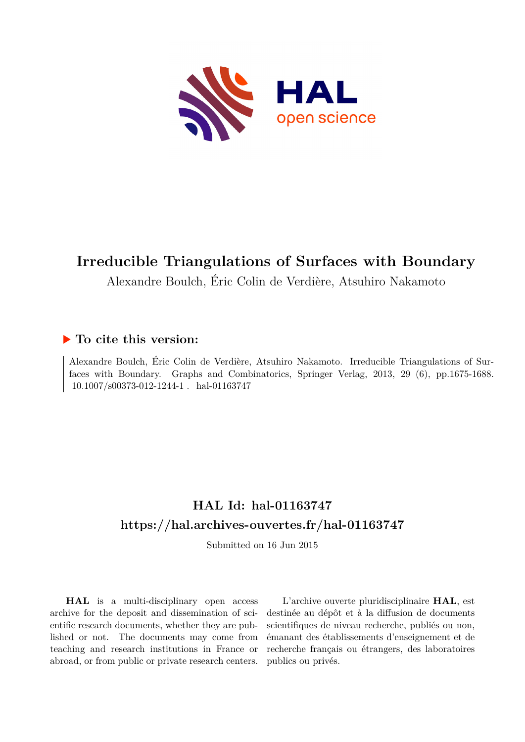# Irreducible Triangulations of Surfaces with Boundary

Alexandre Boulch, Éric Colin de Verdière, Atsuhiro Nakamoto

## ▶ To cite this version:

Alexandre Boulch, Éric Colin de Verdière, Atsuhiro Nakamoto. Irreducible Triangulations of Surfaces with Boundary. Graphs and Combinatorics, Springer Verlag, 2013, 29 (6), pp.1675-1688. 10.1007/s00373-012-1244-1 . hal-01163747

## HAL Id: hal-01163747

## https://hal.archives-ouvertes.fr/hal-01163747

Submitted on 16 Jun 2015

**HAL** is a multi-disciplinary open access archive for the deposit and dissemination of scientific research documents, whether they are published or not. The documents may come from teaching and research institutions in France or abroad, or from public or private research centers.

L'archive ouverte pluridisciplinaire **HAL**, est destinée au dépôt et à la diffusion de documents scientifiques de niveau recherche, publiés ou non, émanant des établissements d'enseignement et de recherche français ou étrangers, des laboratoires publics ou privés.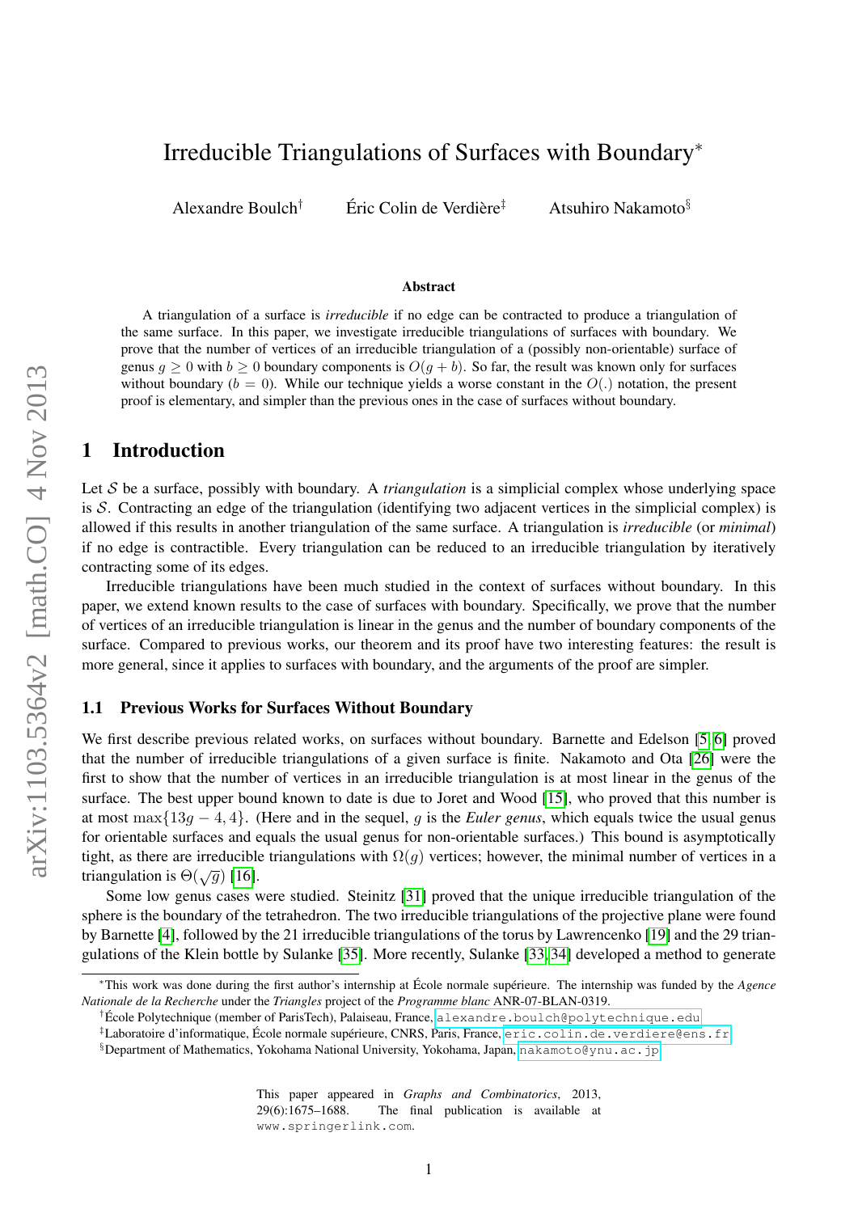# Irreducible Triangulations of Surfaces with Boundary*

Alexandre Boulch† Éric Colin de Verdière‡ Atsuhiro Nakamoto§

### Abstract

A triangulation of a surface is *irreducible* if no edge can be contracted to produce a triangulation of the same surface. In this paper, we investigate irreducible triangulations of surfaces with boundary. We prove that the number of vertices of an irreducible triangulation of a (possibly non-orientable) surface of genus $g \geq 0$ with $b \geq 0$ boundary components is $O(g + b)$. So far, the result was known only for surfaces without boundary ($b = 0$). While our technique yields a worse constant in the $O(.)$ notation, the present proof is elementary, and simpler than the previous ones in the case of surfaces without boundary.

## 1 Introduction

Let $\mathcal{S}$ be a surface, possibly with boundary. A *triangulation* is a simplicial complex whose underlying space is $\mathcal{S}$. Contracting an edge of the triangulation (identifying two adjacent vertices in the simplicial complex) is allowed if this results in another triangulation of the same surface. A triangulation is *irreducible* (or *minimal*) if no edge is contractible. Every triangulation can be reduced to an irreducible triangulation by iteratively contracting some of its edges.

Irreducible triangulations have been much studied in the context of surfaces without boundary. In this paper, we extend known results to the case of surfaces with boundary. Specifically, we prove that the number of vertices of an irreducible triangulation is linear in the genus and the number of boundary components of the surface. Compared to previous works, our theorem and its proof have two interesting features: the result is more general, since it applies to surfaces with boundary, and the arguments of the proof are simpler.

### 1.1 Previous Works for Surfaces Without Boundary

We first describe previous related works, on surfaces without boundary. Barnette and Edelson [5, 6] proved that the number of irreducible triangulations of a given surface is finite. Nakamoto and Ota [26] were the first to show that the number of vertices in an irreducible triangulation is at most linear in the genus of the surface. The best upper bound known to date is due to Joret and Wood [15], who proved that this number is at most $\max\{13g - 4, 4\}$. (Here and in the sequel, $g$ is the *Euler genus*, which equals twice the usual genus for orientable surfaces and equals the usual genus for non-orientable surfaces.) This bound is asymptotically tight, as there are irreducible triangulations with $\Omega(g)$ vertices; however, the minimal number of vertices in a triangulation is $\Theta(\sqrt{g})$ [16].

Some low genus cases were studied. Steinitz [31] proved that the unique irreducible triangulation of the sphere is the boundary of the tetrahedron. The two irreducible triangulations of the projective plane were found by Barnette [4], followed by the 21 irreducible triangulations of the torus by Lawrencenko [19] and the 29 triangulations of the Klein bottle by Sulanke [35]. More recently, Sulanke [33, 34] developed a method to generate

*This work was done during the first author's internship at École normale supérieure. The internship was funded by the *Agence Nationale de la Recherche* under the *Triangles* project of the *Programme blanc* ANR-07-BLAN-0319.

†École Polytechnique (member of ParisTech), Palaiseau, France, alexandre.boulch@polytechnique.edu

‡Laboratoire d'informatique, École normale supérieure, CNRS, Paris, France, eric.colin.de.verdiere@ens.fr

§Department of Mathematics, Yokohama National University, Yokohama, Japan, nakamoto@ynu.ac.jp

This paper appeared in *Graphs and Combinatorics*, 2013, 29(6):1675–1688. The final publication is available at www.springerlink.com.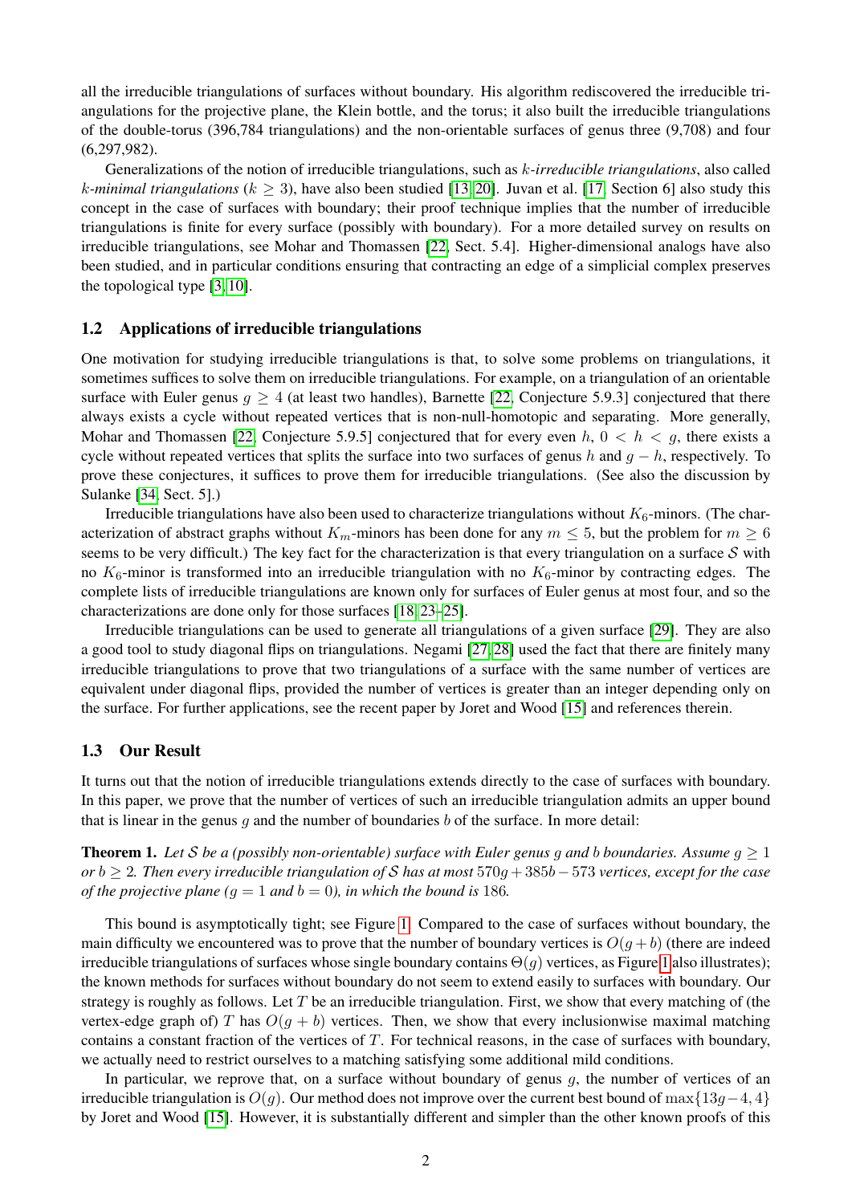all the irreducible triangulations of surfaces without boundary. His algorithm rediscovered the irreducible triangulations for the projective plane, the Klein bottle, and the torus; it also built the irreducible triangulations of the double-torus (396,784 triangulations) and the non-orientable surfaces of genus three (9,708) and four (6,297,982).

Generalizations of the notion of irreducible triangulations, such as *k-irreducible triangulations*, also called *k-minimal triangulations* ($k \geq 3$), have also been studied [13, 20]. Juvan et al. [17, Section 6] also study this concept in the case of surfaces with boundary; their proof technique implies that the number of irreducible triangulations is finite for every surface (possibly with boundary). For a more detailed survey on results on irreducible triangulations, see Mohar and Thomassen [22, Sect. 5.4]. Higher-dimensional analogs have also been studied, and in particular conditions ensuring that contracting an edge of a simplicial complex preserves the topological type [3, 10].

### 1.2 Applications of irreducible triangulations

One motivation for studying irreducible triangulations is that, to solve some problems on triangulations, it sometimes suffices to solve them on irreducible triangulations. For example, on a triangulation of an orientable surface with Euler genus $g \geq 4$ (at least two handles), Barnette [22, Conjecture 5.9.3] conjectured that there always exists a cycle without repeated vertices that is non-null-homotopic and separating. More generally, Mohar and Thomassen [22, Conjecture 5.9.5] conjectured that for every even $h$, $0 < h < g$, there exists a cycle without repeated vertices that splits the surface into two surfaces of genus $h$ and $g - h$, respectively. To prove these conjectures, it suffices to prove them for irreducible triangulations. (See also the discussion by Sulanke [34, Sect. 5].)

Irreducible triangulations have also been used to characterize triangulations without $K_6$-minors. (The characterization of abstract graphs without $K_m$-minors has been done for any $m \leq 5$, but the problem for $m \geq 6$ seems to be very difficult.) The key fact for the characterization is that every triangulation on a surface $\mathcal{S}$ with no $K_6$-minor is transformed into an irreducible triangulation with no $K_6$-minor by contracting edges. The complete lists of irreducible triangulations are known only for surfaces of Euler genus at most four, and so the characterizations are done only for those surfaces [18, 23–25].

Irreducible triangulations can be used to generate all triangulations of a given surface [29]. They are also a good tool to study diagonal flips on triangulations. Negami [27, 28] used the fact that there are finitely many irreducible triangulations to prove that two triangulations of a surface with the same number of vertices are equivalent under diagonal flips, provided the number of vertices is greater than an integer depending only on the surface. For further applications, see the recent paper by Joret and Wood [15] and references therein.

### 1.3 Our Result

It turns out that the notion of irreducible triangulations extends directly to the case of surfaces with boundary. In this paper, we prove that the number of vertices of such an irreducible triangulation admits an upper bound that is linear in the genus $g$ and the number of boundaries $b$ of the surface. In more detail:

**Theorem 1.** *Let $\mathcal{S}$ be a (possibly non-orientable) surface with Euler genus $g$ and $b$ boundaries. Assume $g \geq 1$ or $b \geq 2$. Then every irreducible triangulation of $\mathcal{S}$ has at most $570g + 385b - 573$ vertices, except for the case of the projective plane ($g = 1$ and $b = 0$), in which the bound is 186.*

This bound is asymptotically tight; see Figure 1. Compared to the case of surfaces without boundary, the main difficulty we encountered was to prove that the number of boundary vertices is $O(g + b)$ (there are indeed irreducible triangulations of surfaces whose single boundary contains $\Theta(g)$ vertices, as Figure 1 also illustrates); the known methods for surfaces without boundary do not seem to extend easily to surfaces with boundary. Our strategy is roughly as follows. Let $T$ be an irreducible triangulation. First, we show that every matching of (the vertex-edge graph of) $T$ has $O(g + b)$ vertices. Then, we show that every inclusionwise maximal matching contains a constant fraction of the vertices of $T$. For technical reasons, in the case of surfaces with boundary, we actually need to restrict ourselves to a matching satisfying some additional mild conditions.

In particular, we reprove that, on a surface without boundary of genus $g$, the number of vertices of an irreducible triangulation is $O(g)$. Our method does not improve over the current best bound of $\max\{13g - 4, 4\}$ by Joret and Wood [15]. However, it is substantially different and simpler than the other known proofs of this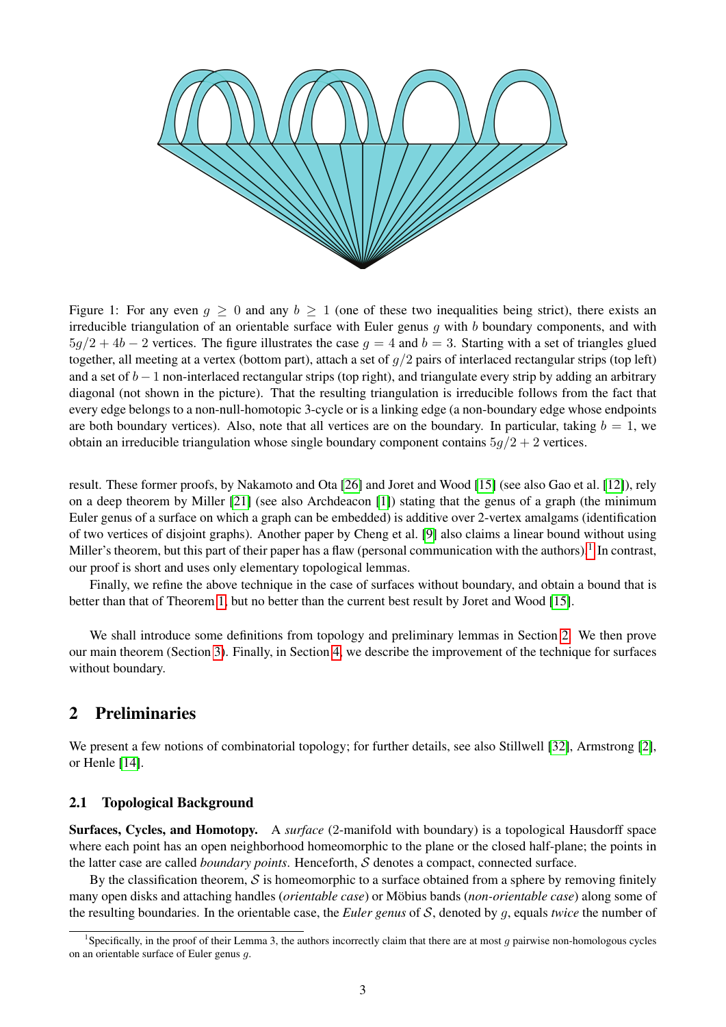Figure 1: For any even $g \geq 0$ and any $b \geq 1$ (one of these two inequalities being strict), there exists an irreducible triangulation of an orientable surface with Euler genus $g$ with $b$ boundary components, and with $5g/2 + 4b - 2$ vertices. The figure illustrates the case $g = 4$ and $b = 3$. Starting with a set of triangles glued together, all meeting at a vertex (bottom part), attach a set of $g/2$ pairs of interlaced rectangular strips (top left) and a set of $b - 1$ non-interlaced rectangular strips (top right), and triangulate every strip by adding an arbitrary diagonal (not shown in the picture). That the resulting triangulation is irreducible follows from the fact that every edge belongs to a non-null-homotopic 3-cycle or is a linking edge (a non-boundary edge whose endpoints are both boundary vertices). Also, note that all vertices are on the boundary. In particular, taking $b = 1$, we obtain an irreducible triangulation whose single boundary component contains $5g/2 + 2$ vertices.

result. These former proofs, by Nakamoto and Ota [26] and Joret and Wood [15] (see also Gao et al. [12]), rely on a deep theorem by Miller [21] (see also Archdeacon [1]) stating that the genus of a graph (the minimum Euler genus of a surface on which a graph can be embedded) is additive over 2-vertex amalgams (identification of two vertices of disjoint graphs). Another paper by Cheng et al. [9] also claims a linear bound without using Miller's theorem, but this part of their paper has a flaw (personal communication with the authors).[1] In contrast, our proof is short and uses only elementary topological lemmas.

Finally, we refine the above technique in the case of surfaces without boundary, and obtain a bound that is better than that of Theorem 1, but no better than the current best result by Joret and Wood [15].

We shall introduce some definitions from topology and preliminary lemmas in Section 2. We then prove our main theorem (Section 3). Finally, in Section 4, we describe the improvement of the technique for surfaces without boundary.

## 2 Preliminaries

We present a few notions of combinatorial topology; for further details, see also Stillwell [32], Armstrong [2], or Henle [14].

### 2.1 Topological Background

**Surfaces, Cycles, and Homotopy.** A *surface* (2-manifold with boundary) is a topological Hausdorff space where each point has an open neighborhood homeomorphic to the plane or the closed half-plane; the points in the latter case are called *boundary points*. Henceforth, $\mathcal{S}$ denotes a compact, connected surface.

By the classification theorem, $\mathcal{S}$ is homeomorphic to a surface obtained from a sphere by removing finitely many open disks and attaching handles (*orientable case*) or Möbius bands (*non-orientable case*) along some of the resulting boundaries. In the orientable case, the *Euler genus* of $\mathcal{S}$, denoted by $g$, equals *twice* the number of

[1] Specifically, in the proof of their Lemma 3, the authors incorrectly claim that there are at most $g$ pairwise non-homologous cycles on an orientable surface of Euler genus $g$.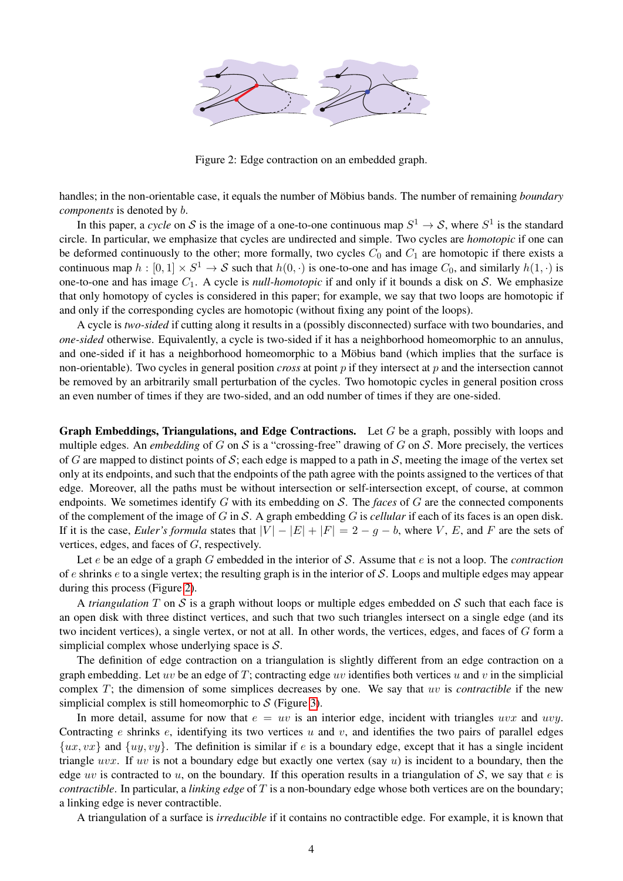Figure 2: Edge contraction on an embedded graph.

handles; in the non-orientable case, it equals the number of Möbius bands. The number of remaining *boundary components* is denoted by $b$.

In this paper, a *cycle* on $\mathcal{S}$ is the image of a one-to-one continuous map $S^1 \to \mathcal{S}$, where $S^1$ is the standard circle. In particular, we emphasize that cycles are undirected and simple. Two cycles are *homotopic* if one can be deformed continuously to the other; more formally, two cycles $C_0$ and $C_1$ are homotopic if there exists a continuous map $h : [0,1] \times S^1 \to \mathcal{S}$ such that $h(0,\cdot)$ is one-to-one and has image $C_0$, and similarly $h(1,\cdot)$ is one-to-one and has image $C_1$. A cycle is *null-homotopic* if and only if it bounds a disk on $\mathcal{S}$. We emphasize that only homotopy of cycles is considered in this paper; for example, we say that two loops are homotopic if and only if the corresponding cycles are homotopic (without fixing any point of the loops).

A cycle is *two-sided* if cutting along it results in a (possibly disconnected) surface with two boundaries, and *one-sided* otherwise. Equivalently, a cycle is two-sided if it has a neighborhood homeomorphic to an annulus, and one-sided if it has a neighborhood homeomorphic to a Möbius band (which implies that the surface is non-orientable). Two cycles in general position *cross* at point $p$ if they intersect at $p$ and the intersection cannot be removed by an arbitrarily small perturbation of the cycles. Two homotopic cycles in general position cross an even number of times if they are two-sided, and an odd number of times if they are one-sided.

**Graph Embeddings, Triangulations, and Edge Contractions.** Let $G$ be a graph, possibly with loops and multiple edges. An *embedding* of $G$ on $\mathcal{S}$ is a "crossing-free" drawing of $G$ on $\mathcal{S}$. More precisely, the vertices of $G$ are mapped to distinct points of $\mathcal{S}$; each edge is mapped to a path in $\mathcal{S}$, meeting the image of the vertex set only at its endpoints, and such that the endpoints of the path agree with the points assigned to the vertices of that edge. Moreover, all the paths must be without intersection or self-intersection except, of course, at common endpoints. We sometimes identify $G$ with its embedding on $\mathcal{S}$. The *faces* of $G$ are the connected components of the complement of the image of $G$ in $\mathcal{S}$. A graph embedding $G$ is *cellular* if each of its faces is an open disk. If it is the case, *Euler's formula* states that $|V| - |E| + |F| = 2 - g - b$, where $V$, $E$, and $F$ are the sets of vertices, edges, and faces of $G$, respectively.

Let $e$ be an edge of a graph $G$ embedded in the interior of $\mathcal{S}$. Assume that $e$ is not a loop. The *contraction* of $e$ shrinks $e$ to a single vertex; the resulting graph is in the interior of $\mathcal{S}$. Loops and multiple edges may appear during this process (Figure 2).

A *triangulation* $T$ on $\mathcal{S}$ is a graph without loops or multiple edges embedded on $\mathcal{S}$ such that each face is an open disk with three distinct vertices, and such that two such triangles intersect on a single edge (and its two incident vertices), a single vertex, or not at all. In other words, the vertices, edges, and faces of $G$ form a simplicial complex whose underlying space is $\mathcal{S}$.

The definition of edge contraction on a triangulation is slightly different from an edge contraction on a graph embedding. Let $uv$ be an edge of $T$; contracting edge $uv$ identifies both vertices $u$ and $v$ in the simplicial complex $T$; the dimension of some simplices decreases by one. We say that $uv$ is *contractible* if the new simplicial complex is still homeomorphic to $\mathcal{S}$ (Figure 3).

In more detail, assume for now that $e = uv$ is an interior edge, incident with triangles $uvx$ and $uvy$. Contracting $e$ shrinks $e$, identifying its two vertices $u$ and $v$, and identifies the two pairs of parallel edges $\{ux, vx\}$ and $\{uy, vy\}$. The definition is similar if $e$ is a boundary edge, except that it has a single incident triangle $uvx$. If $uv$ is not a boundary edge but exactly one vertex (say $u$) is incident to a boundary, then the edge $uv$ is contracted to $u$, on the boundary. If this operation results in a triangulation of $\mathcal{S}$, we say that $e$ is *contractible*. In particular, a *linking edge* of $T$ is a non-boundary edge whose both vertices are on the boundary; a linking edge is never contractible.

A triangulation of a surface is *irreducible* if it contains no contractible edge. For example, it is known that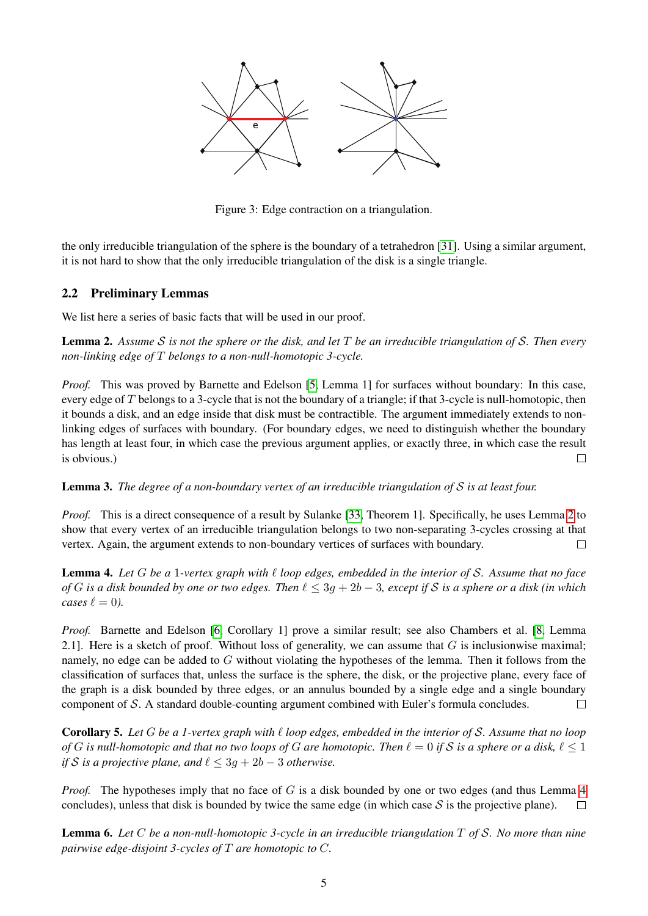e

Figure 3: Edge contraction on a triangulation.

the only irreducible triangulation of the sphere is the boundary of a tetrahedron [31]. Using a similar argument, it is not hard to show that the only irreducible triangulation of the disk is a single triangle.

### 2.2 Preliminary Lemmas

We list here a series of basic facts that will be used in our proof.

**Lemma 2.** *Assume $\mathcal{S}$ is not the sphere or the disk, and let $T$ be an irreducible triangulation of $\mathcal{S}$. Then every non-linking edge of $T$ belongs to a non-null-homotopic 3-cycle.*

*Proof.* This was proved by Barnette and Edelson [5, Lemma 1] for surfaces without boundary: In this case, every edge of $T$ belongs to a 3-cycle that is not the boundary of a triangle; if that 3-cycle is null-homotopic, then it bounds a disk, and an edge inside that disk must be contractible. The argument immediately extends to non-linking edges of surfaces with boundary. (For boundary edges, we need to distinguish whether the boundary has length at least four, in which case the previous argument applies, or exactly three, in which case the result is obvious.) □

**Lemma 3.** *The degree of a non-boundary vertex of an irreducible triangulation of $\mathcal{S}$ is at least four.*

*Proof.* This is a direct consequence of a result by Sulanke [33, Theorem 1]. Specifically, he uses Lemma 2 to show that every vertex of an irreducible triangulation belongs to two non-separating 3-cycles crossing at that vertex. Again, the argument extends to non-boundary vertices of surfaces with boundary. □

**Lemma 4.** *Let $G$ be a 1-vertex graph with $\ell$ loop edges, embedded in the interior of $\mathcal{S}$. Assume that no face of $G$ is a disk bounded by one or two edges. Then $\ell \leq 3g + 2b - 3$, except if $\mathcal{S}$ is a sphere or a disk (in which cases $\ell = 0$).*

*Proof.* Barnette and Edelson [6, Corollary 1] prove a similar result; see also Chambers et al. [8, Lemma 2.1]. Here is a sketch of proof. Without loss of generality, we can assume that $G$ is inclusionwise maximal; namely, no edge can be added to $G$ without violating the hypotheses of the lemma. Then it follows from the classification of surfaces that, unless the surface is the sphere, the disk, or the projective plane, every face of the graph is a disk bounded by three edges, or an annulus bounded by a single edge and a single boundary component of $\mathcal{S}$. A standard double-counting argument combined with Euler's formula concludes. □

**Corollary 5.** *Let $G$ be a 1-vertex graph with $\ell$ loop edges, embedded in the interior of $\mathcal{S}$. Assume that no loop of $G$ is null-homotopic and that no two loops of $G$ are homotopic. Then $\ell = 0$ if $\mathcal{S}$ is a sphere or a disk, $\ell \leq 1$ if $\mathcal{S}$ is a projective plane, and $\ell \leq 3g + 2b - 3$ otherwise.*

*Proof.* The hypotheses imply that no face of $G$ is a disk bounded by one or two edges (and thus Lemma 4 concludes), unless that disk is bounded by twice the same edge (in which case $\mathcal{S}$ is the projective plane). □

**Lemma 6.** *Let $C$ be a non-null-homotopic 3-cycle in an irreducible triangulation $T$ of $\mathcal{S}$. No more than nine pairwise edge-disjoint 3-cycles of $T$ are homotopic to $C$.*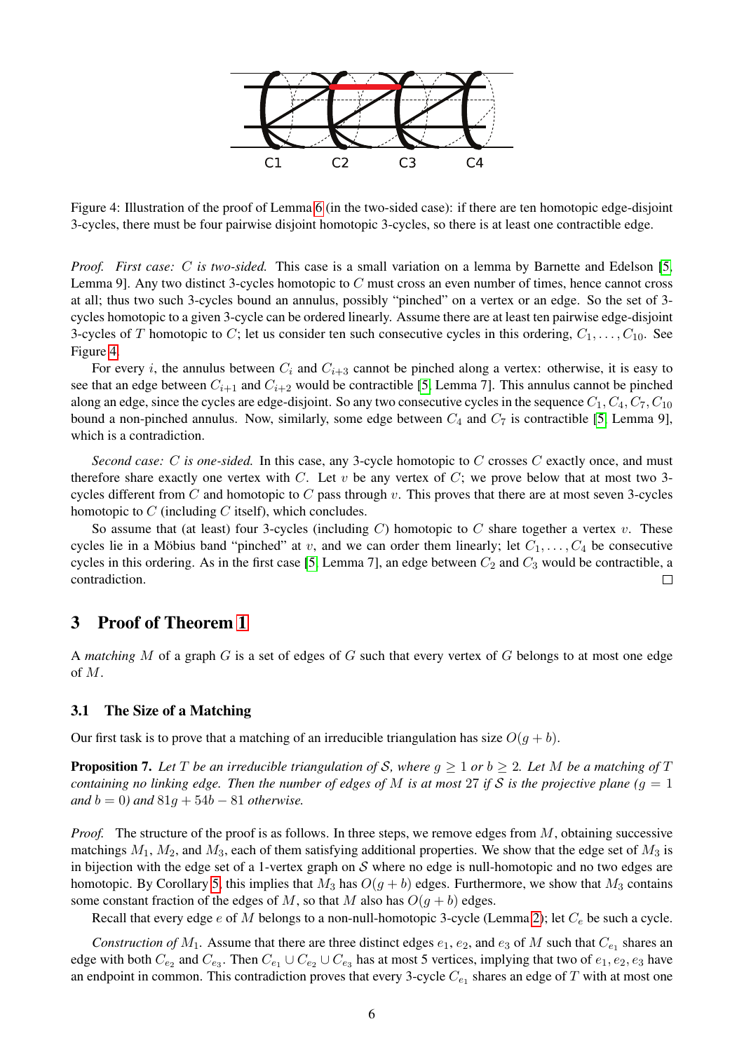C1 C2 C3 C4

Figure 4: Illustration of the proof of Lemma 6 (in the two-sided case): if there are ten homotopic edge-disjoint 3-cycles, there must be four pairwise disjoint homotopic 3-cycles, so there is at least one contractible edge.

*Proof.* *First case: $C$ is two-sided.* This case is a small variation on a lemma by Barnette and Edelson [5, Lemma 9]. Any two distinct 3-cycles homotopic to $C$ must cross an even number of times, hence cannot cross at all; thus two such 3-cycles bound an annulus, possibly "pinched" on a vertex or an edge. So the set of 3-cycles homotopic to a given 3-cycle can be ordered linearly. Assume there are at least ten pairwise edge-disjoint 3-cycles of $T$ homotopic to $C$; let us consider ten such consecutive cycles in this ordering, $C_1, \ldots, C_{10}$. See Figure 4.

For every $i$, the annulus between $C_i$ and $C_{i+3}$ cannot be pinched along a vertex: otherwise, it is easy to see that an edge between $C_{i+1}$ and $C_{i+2}$ would be contractible [5, Lemma 7]. This annulus cannot be pinched along an edge, since the cycles are edge-disjoint. So any two consecutive cycles in the sequence $C_1, C_4, C_7, C_{10}$ bound a non-pinched annulus. Now, similarly, some edge between $C_4$ and $C_7$ is contractible [5, Lemma 9], which is a contradiction.

*Second case: $C$ is one-sided.* In this case, any 3-cycle homotopic to $C$ crosses $C$ exactly once, and must therefore share exactly one vertex with $C$. Let $v$ be any vertex of $C$; we prove below that at most two 3-cycles different from $C$ and homotopic to $C$ pass through $v$. This proves that there are at most seven 3-cycles homotopic to $C$ (including $C$ itself), which concludes.

So assume that (at least) four 3-cycles (including $C$) homotopic to $C$ share together a vertex $v$. These cycles lie in a Möbius band "pinched" at $v$, and we can order them linearly; let $C_1, \ldots, C_4$ be consecutive cycles in this ordering. As in the first case [5, Lemma 7], an edge between $C_2$ and $C_3$ would be contractible, a contradiction. □

## 3 Proof of Theorem 1

A *matching* $M$ of a graph $G$ is a set of edges of $G$ such that every vertex of $G$ belongs to at most one edge of $M$.

### 3.1 The Size of a Matching

Our first task is to prove that a matching of an irreducible triangulation has size $O(g + b)$.

**Proposition 7.** *Let $T$ be an irreducible triangulation of $\mathcal{S}$, where $g \geq 1$ or $b \geq 2$. Let $M$ be a matching of $T$ containing no linking edge. Then the number of edges of $M$ is at most 27 if $\mathcal{S}$ is the projective plane ($g = 1$ and $b = 0$) and $81g + 54b - 81$ otherwise.*

*Proof.* The structure of the proof is as follows. In three steps, we remove edges from $M$, obtaining successive matchings $M_1$, $M_2$, and $M_3$, each of them satisfying additional properties. We show that the edge set of $M_3$ is in bijection with the edge set of a 1-vertex graph on $\mathcal{S}$ where no edge is null-homotopic and no two edges are homotopic. By Corollary 5, this implies that $M_3$ has $O(g + b)$ edges. Furthermore, we show that $M_3$ contains some constant fraction of the edges of $M$, so that $M$ also has $O(g + b)$ edges.

Recall that every edge $e$ of $M$ belongs to a non-null-homotopic 3-cycle (Lemma 2); let $C_e$ be such a cycle.

*Construction of $M_1$.* Assume that there are three distinct edges $e_1$, $e_2$, and $e_3$ of $M$ such that $C_{e_1}$ shares an edge with both $C_{e_2}$ and $C_{e_3}$. Then $C_{e_1} \cup C_{e_2} \cup C_{e_3}$ has at most 5 vertices, implying that two of $e_1, e_2, e_3$ have an endpoint in common. This contradiction proves that every 3-cycle $C_{e_1}$ shares an edge of $T$ with at most one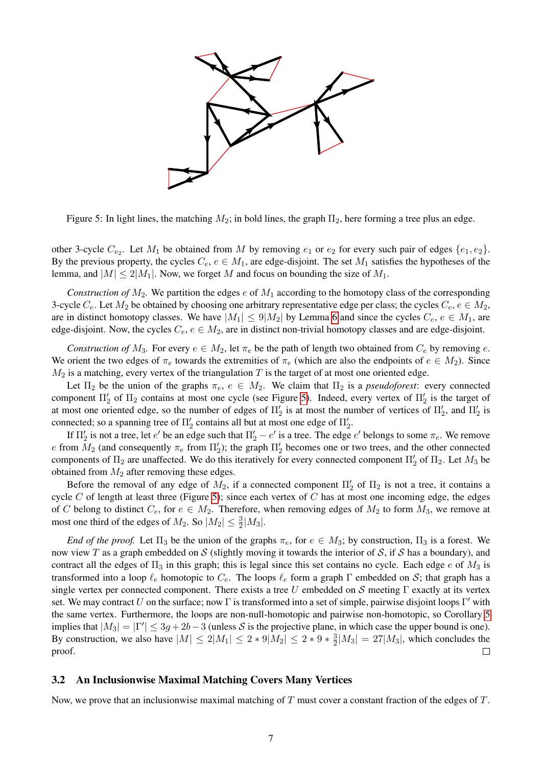Figure 5: In light lines, the matching $M_2$; in bold lines, the graph $\Pi_2$, here forming a tree plus an edge.

other 3-cycle $C_{e_2}$. Let $M_1$ be obtained from $M$ by removing $e_1$ or $e_2$ for every such pair of edges $\{e_1, e_2\}$. By the previous property, the cycles $C_e$, $e \in M_1$, are edge-disjoint. The set $M_1$ satisfies the hypotheses of the lemma, and $|M| \leq 2|M_1|$. Now, we forget $M$ and focus on bounding the size of $M_1$.

*Construction of $M_2$.* We partition the edges $e$ of $M_1$ according to the homotopy class of the corresponding 3-cycle $C_e$. Let $M_2$ be obtained by choosing one arbitrary representative edge per class; the cycles $C_e$, $e \in M_2$, are in distinct homotopy classes. We have $|M_1| \leq 9|M_2|$ by Lemma 6 and since the cycles $C_e$, $e \in M_1$, are edge-disjoint. Now, the cycles $C_e$, $e \in M_2$, are in distinct non-trivial homotopy classes and are edge-disjoint.

*Construction of $M_3$.* For every $e \in M_2$, let $\pi_e$ be the path of length two obtained from $C_e$ by removing $e$. We orient the two edges of $\pi_e$ towards the extremities of $\pi_e$ (which are also the endpoints of $e \in M_2$). Since $M_2$ is a matching, every vertex of the triangulation $T$ is the target of at most one oriented edge.

Let $\Pi_2$ be the union of the graphs $\pi_e$, $e \in M_2$. We claim that $\Pi_2$ is a *pseudoforest*: every connected component $\Pi'_2$ of $\Pi_2$ contains at most one cycle (see Figure 5). Indeed, every vertex of $\Pi'_2$ is the target of at most one oriented edge, so the number of edges of $\Pi'_2$ is at most the number of vertices of $\Pi'_2$, and $\Pi'_2$ is connected; so a spanning tree of $\Pi'_2$ contains all but at most one edge of $\Pi'_2$.

If $\Pi'_2$ is not a tree, let $e'$ be an edge such that $\Pi'_2 - e'$ is a tree. The edge $e'$ belongs to some $\pi_e$. We remove $e$ from $M_2$ (and consequently $\pi_e$ from $\Pi'_2$); the graph $\Pi'_2$ becomes one or two trees, and the other connected components of $\Pi_2$ are unaffected. We do this iteratively for every connected component $\Pi'_2$ of $\Pi_2$. Let $M_3$ be obtained from $M_2$ after removing these edges.

Before the removal of any edge of $M_2$, if a connected component $\Pi'_2$ of $\Pi_2$ is not a tree, it contains a cycle $C$ of length at least three (Figure 5); since each vertex of $C$ has at most one incoming edge, the edges of $C$ belong to distinct $C_e$, for $e \in M_2$. Therefore, when removing edges of $M_2$ to form $M_3$, we remove at most one third of the edges of $M_2$. So $|M_2| \leq \frac{3}{2}|M_3|$.

*End of the proof.* Let $\Pi_3$ be the union of the graphs $\pi_e$, for $e \in M_3$; by construction, $\Pi_3$ is a forest. We now view $T$ as a graph embedded on $\mathcal{S}$ (slightly moving it towards the interior of $\mathcal{S}$, if $\mathcal{S}$ has a boundary), and contract all the edges of $\Pi_3$ in this graph; this is legal since this set contains no cycle. Each edge $e$ of $M_3$ is transformed into a loop $\ell_e$ homotopic to $C_e$. The loops $\ell_e$ form a graph $\Gamma$ embedded on $\mathcal{S}$; that graph has a single vertex per connected component. There exists a tree $U$ embedded on $\mathcal{S}$ meeting $\Gamma$ exactly at its vertex set. We may contract $U$ on the surface; now $\Gamma$ is transformed into a set of simple, pairwise disjoint loops $\Gamma'$ with the same vertex. Furthermore, the loops are non-null-homotopic and pairwise non-homotopic, so Corollary 5 implies that $|M_3| = |\Gamma'| \leq 3g + 2b - 3$ (unless $\mathcal{S}$ is the projective plane, in which case the upper bound is one). By construction, we also have $|M| \leq 2|M_1| \leq 2 * 9|M_2| \leq 2 * 9 * \frac{3}{2}|M_3| = 27|M_3|$, which concludes the proof. ☐

## 3.2 An Inclusionwise Maximal Matching Covers Many Vertices

Now, we prove that an inclusionwise maximal matching of $T$ must cover a constant fraction of the edges of $T$.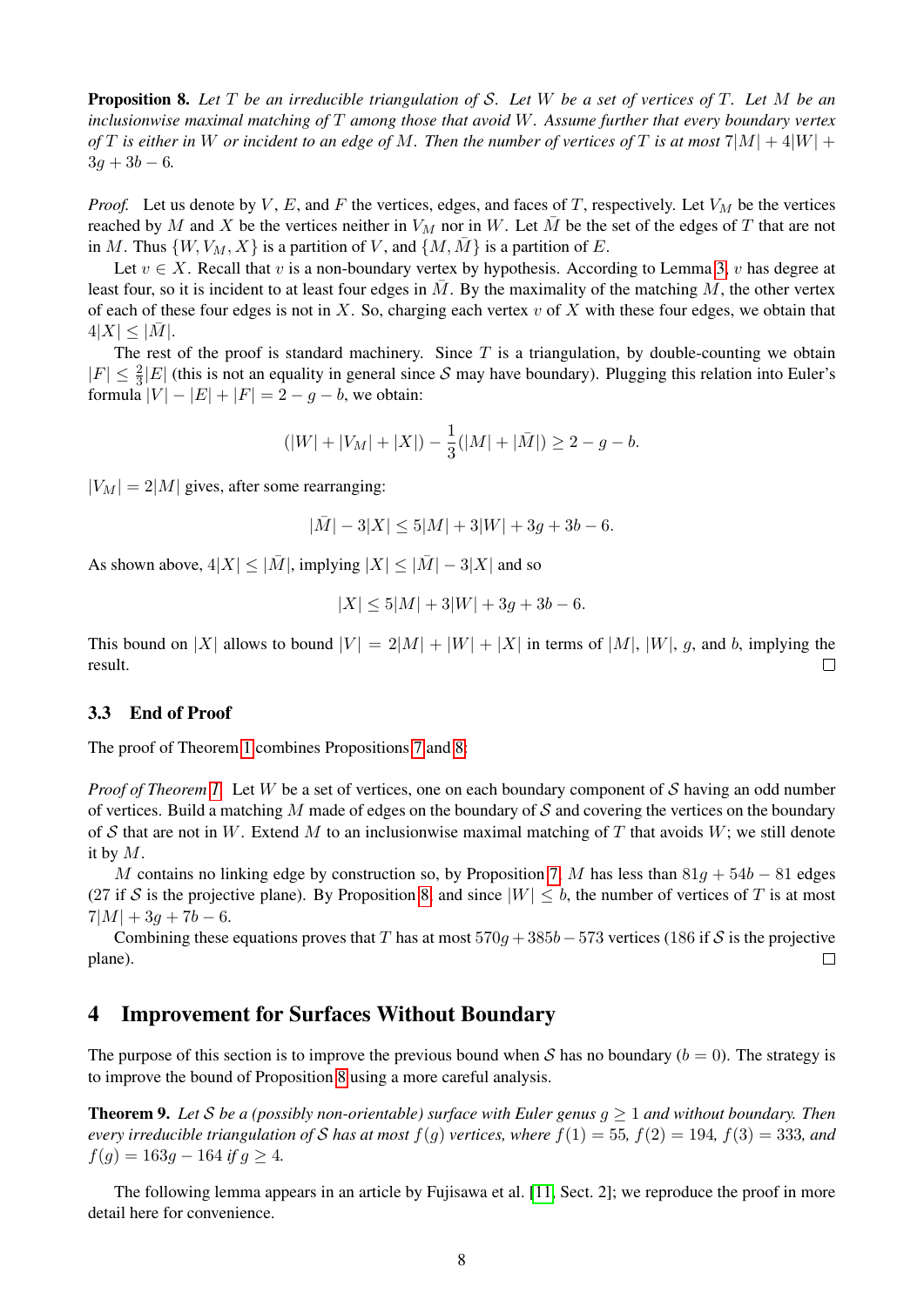**Proposition 8.** *Let $T$ be an irreducible triangulation of $\mathcal{S}$. Let $W$ be a set of vertices of $T$. Let $M$ be an inclusionwise maximal matching of $T$ among those that avoid $W$. Assume further that every boundary vertex of $T$ is either in $W$ or incident to an edge of $M$. Then the number of vertices of $T$ is at most $7|M| + 4|W| + 3g + 3b - 6$.*

*Proof.* Let us denote by $V$, $E$, and $F$ the vertices, edges, and faces of $T$, respectively. Let $V_M$ be the vertices reached by $M$ and $X$ be the vertices neither in $V_M$ nor in $W$. Let $\bar{M}$ be the set of the edges of $T$ that are not in $M$. Thus $\{W, V_M, X\}$ is a partition of $V$, and $\{M, \bar{M}\}$ is a partition of $E$.

Let $v \in X$. Recall that $v$ is a non-boundary vertex by hypothesis. According to Lemma 3, $v$ has degree at least four, so it is incident to at least four edges in $\bar{M}$. By the maximality of the matching $M$, the other vertex of each of these four edges is not in $X$. So, charging each vertex $v$ of $X$ with these four edges, we obtain that $4|X| \leq |\bar{M}|$.

The rest of the proof is standard machinery. Since $T$ is a triangulation, by double-counting we obtain $|F| \leq \frac{2}{3}|E|$ (this is not an equality in general since $\mathcal{S}$ may have boundary). Plugging this relation into Euler's formula $|V| - |E| + |F| = 2 - g - b$, we obtain:

$$(|W| + |V_M| + |X|) - \frac{1}{3}(|M| + |\bar{M}|) \geq 2 - g - b.$$

$|V_M| = 2|M|$ gives, after some rearranging:

$$|\bar{M}| - 3|X| \leq 5|M| + 3|W| + 3g + 3b - 6.$$

As shown above, $4|X| \leq |\bar{M}|$, implying $|X| \leq |\bar{M}| - 3|X|$ and so

$$|X| \leq 5|M| + 3|W| + 3g + 3b - 6.$$

This bound on $|X|$ allows to bound $|V| = 2|M| + |W| + |X|$ in terms of $|M|$, $|W|$, $g$, and $b$, implying the result. ☐

### 3.3 End of Proof

The proof of Theorem 1 combines Propositions 7 and 8:

*Proof of Theorem 1.* Let $W$ be a set of vertices, one on each boundary component of $\mathcal{S}$ having an odd number of vertices. Build a matching $M$ made of edges on the boundary of $\mathcal{S}$ and covering the vertices on the boundary of $\mathcal{S}$ that are not in $W$. Extend $M$ to an inclusionwise maximal matching of $T$ that avoids $W$; we still denote it by $M$.

$M$ contains no linking edge by construction so, by Proposition 7, $M$ has less than $81g + 54b - 81$ edges (27 if $\mathcal{S}$ is the projective plane). By Proposition 8, and since $|W| \leq b$, the number of vertices of $T$ is at most $7|M| + 3g + 7b - 6$.

Combining these equations proves that $T$ has at most $570g + 385b - 573$ vertices (186 if $\mathcal{S}$ is the projective plane). ☐

## 4 Improvement for Surfaces Without Boundary

The purpose of this section is to improve the previous bound when $\mathcal{S}$ has no boundary ($b = 0$). The strategy is to improve the bound of Proposition 8 using a more careful analysis.

**Theorem 9.** *Let $\mathcal{S}$ be a (possibly non-orientable) surface with Euler genus $g \geq 1$ and without boundary. Then every irreducible triangulation of $\mathcal{S}$ has at most $f(g)$ vertices, where $f(1) = 55$, $f(2) = 194$, $f(3) = 333$, and $f(g) = 163g - 164$ if $g \geq 4$.*

The following lemma appears in an article by Fujisawa et al. [11, Sect. 2]; we reproduce the proof in more detail here for convenience.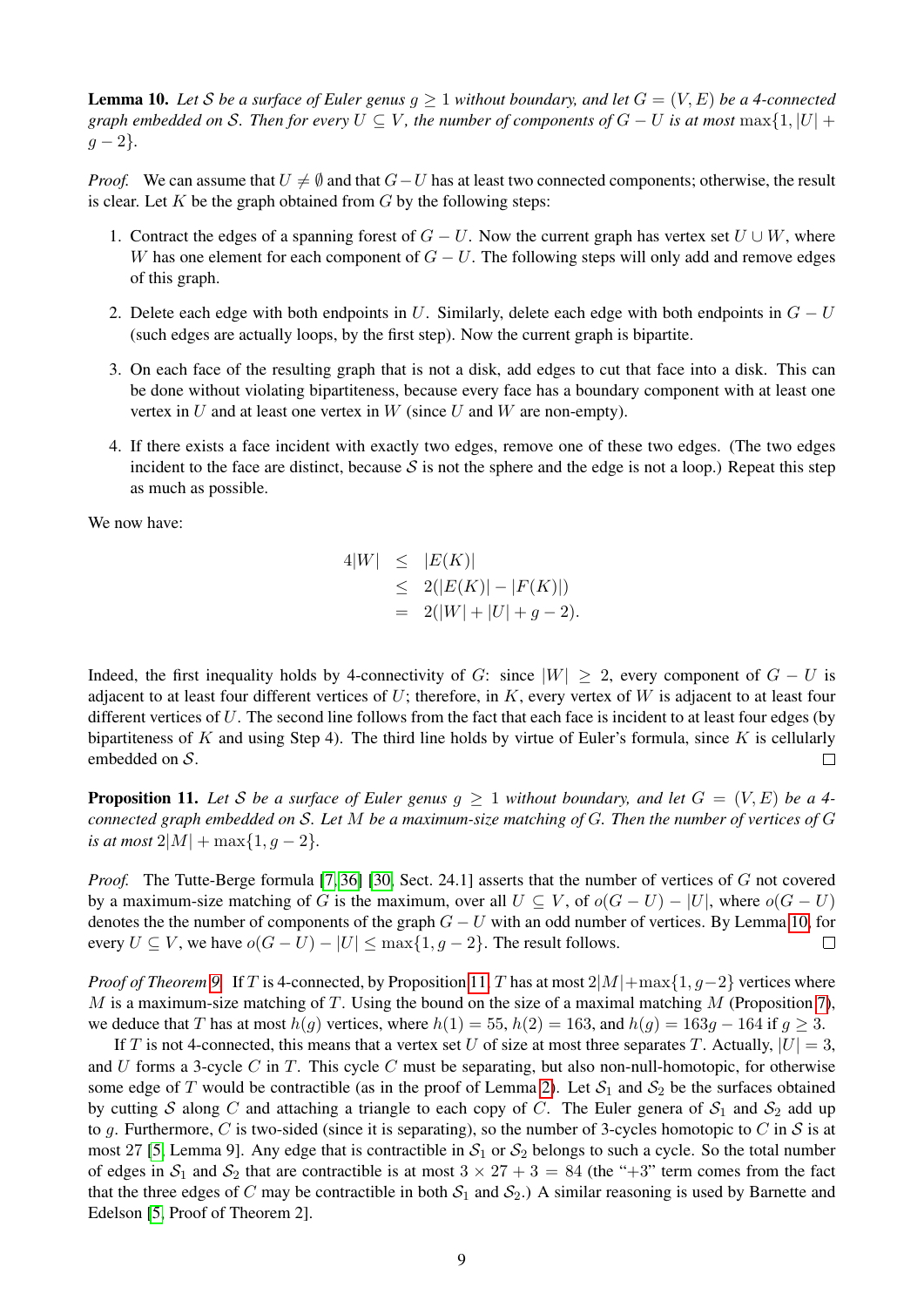**Lemma 10.** *Let $\mathcal{S}$ be a surface of Euler genus $g \geq 1$ without boundary, and let $G = (V, E)$ be a 4-connected graph embedded on $\mathcal{S}$. Then for every $U \subseteq V$, the number of components of $G - U$ is at most $\max\{1, |U| + g - 2\}$.*

*Proof.* We can assume that $U \neq \emptyset$ and that $G - U$ has at least two connected components; otherwise, the result is clear. Let $K$ be the graph obtained from $G$ by the following steps:

1. Contract the edges of a spanning forest of $G - U$. Now the current graph has vertex set $U \cup W$, where $W$ has one element for each component of $G - U$. The following steps will only add and remove edges of this graph.
2. Delete each edge with both endpoints in $U$. Similarly, delete each edge with both endpoints in $G - U$ (such edges are actually loops, by the first step). Now the current graph is bipartite.
3. On each face of the resulting graph that is not a disk, add edges to cut that face into a disk. This can be done without violating bipartiteness, because every face has a boundary component with at least one vertex in $U$ and at least one vertex in $W$ (since $U$ and $W$ are non-empty).
4. If there exists a face incident with exactly two edges, remove one of these two edges. (The two edges incident to the face are distinct, because $\mathcal{S}$ is not the sphere and the edge is not a loop.) Repeat this step as much as possible.

We now have:

$$
\begin{aligned}
4|W| &\leq |E(K)| \\
&\leq 2(|E(K)| - |F(K)|) \\
&= 2(|W| + |U| + g - 2).
\end{aligned}
$$

Indeed, the first inequality holds by 4-connectivity of $G$: since $|W| \geq 2$, every component of $G - U$ is adjacent to at least four different vertices of $U$; therefore, in $K$, every vertex of $W$ is adjacent to at least four different vertices of $U$. The second line follows from the fact that each face is incident to at least four edges (by bipartiteness of $K$ and using Step 4). The third line holds by virtue of Euler's formula, since $K$ is cellularly embedded on $\mathcal{S}$. $\square$

**Proposition 11.** *Let $\mathcal{S}$ be a surface of Euler genus $g \geq 1$ without boundary, and let $G = (V, E)$ be a 4-connected graph embedded on $\mathcal{S}$. Let $M$ be a maximum-size matching of $G$. Then the number of vertices of $G$ is at most $2|M| + \max\{1, g - 2\}$.*

*Proof.* The Tutte-Berge formula [7, 36] [30, Sect. 24.1] asserts that the number of vertices of $G$ not covered by a maximum-size matching of $G$ is the maximum, over all $U \subseteq V$, of $o(G - U) - |U|$, where $o(G - U)$ denotes the the number of components of the graph $G - U$ with an odd number of vertices. By Lemma 10, for every $U \subseteq V$, we have $o(G - U) - |U| \leq \max\{1, g - 2\}$. The result follows. $\square$

*Proof of Theorem 9.* If $T$ is 4-connected, by Proposition 11, $T$ has at most $2|M| + \max\{1, g - 2\}$ vertices where $M$ is a maximum-size matching of $T$. Using the bound on the size of a maximal matching $M$ (Proposition 7), we deduce that $T$ has at most $h(g)$ vertices, where $h(1) = 55$, $h(2) = 163$, and $h(g) = 163g - 164$ if $g \geq 3$.

If $T$ is not 4-connected, this means that a vertex set $U$ of size at most three separates $T$. Actually, $|U| = 3$, and $U$ forms a 3-cycle $C$ in $T$. This cycle $C$ must be separating, but also non-null-homotopic, for otherwise some edge of $T$ would be contractible (as in the proof of Lemma 2). Let $\mathcal{S}_1$ and $\mathcal{S}_2$ be the surfaces obtained by cutting $\mathcal{S}$ along $C$ and attaching a triangle to each copy of $C$. The Euler genera of $\mathcal{S}_1$ and $\mathcal{S}_2$ add up to $g$. Furthermore, $C$ is two-sided (since it is separating), so the number of 3-cycles homotopic to $C$ in $\mathcal{S}$ is at most 27 [5, Lemma 9]. Any edge that is contractible in $\mathcal{S}_1$ or $\mathcal{S}_2$ belongs to such a cycle. So the total number of edges in $\mathcal{S}_1$ and $\mathcal{S}_2$ that are contractible is at most $3 \times 27 + 3 = 84$ (the "$+3$" term comes from the fact that the three edges of $C$ may be contractible in both $\mathcal{S}_1$ and $\mathcal{S}_2$.) A similar reasoning is used by Barnette and Edelson [5, Proof of Theorem 2].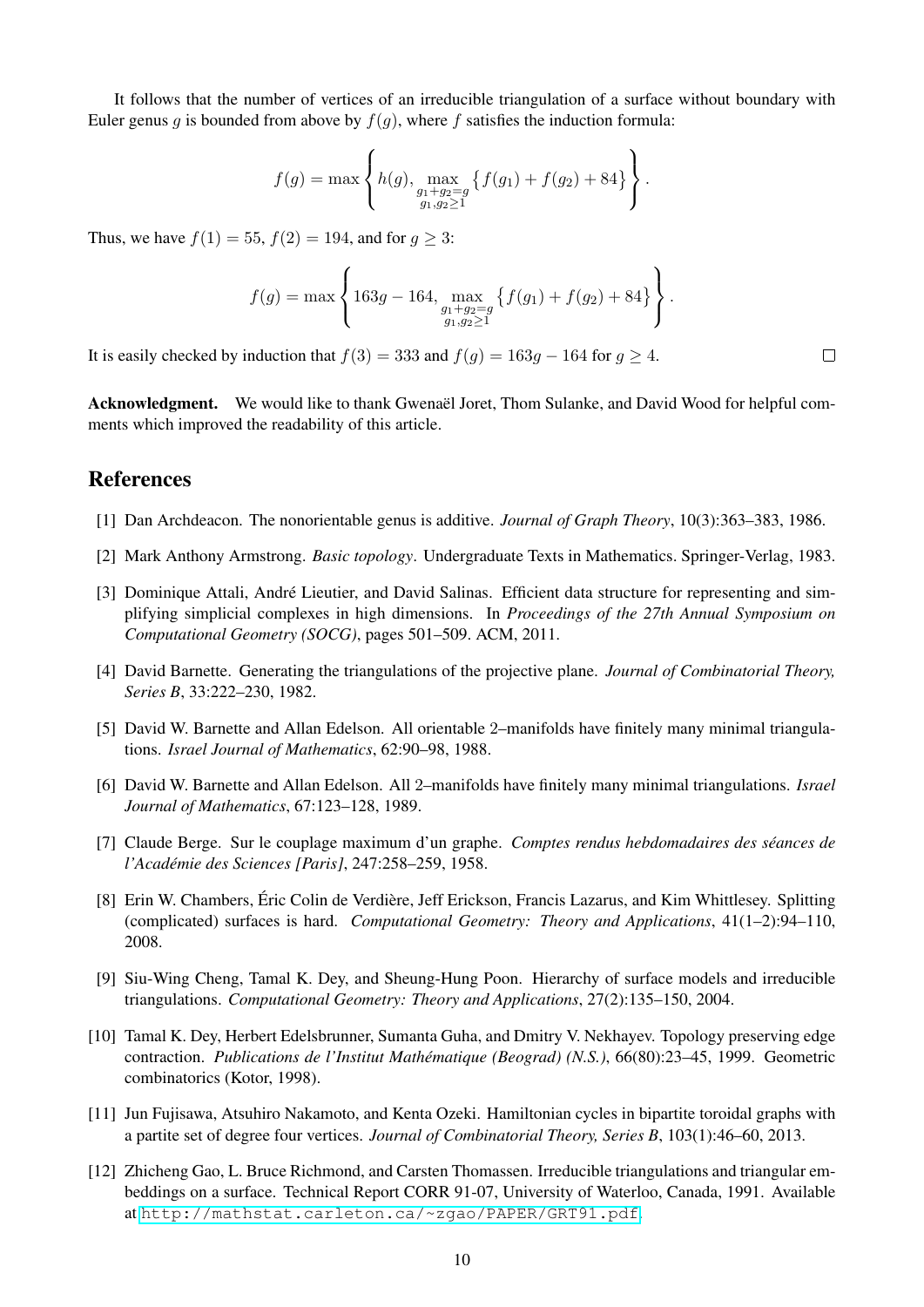It follows that the number of vertices of an irreducible triangulation of a surface without boundary with Euler genus $g$ is bounded from above by $f(g)$, where $f$ satisfies the induction formula:

$$f(g) = \max\left\{h(g), \max_{\substack{g_1+g_2=g \\ g_1,g_2\geq 1}} \left\{f(g_1) + f(g_2) + 84\right\}\right\}.$$

Thus, we have $f(1) = 55$, $f(2) = 194$, and for $g \geq 3$:

$$f(g) = \max\left\{163g - 164, \max_{\substack{g_1+g_2=g \\ g_1,g_2\geq 1}} \left\{f(g_1) + f(g_2) + 84\right\}\right\}.$$

It is easily checked by induction that $f(3) = 333$ and $f(g) = 163g - 164$ for $g \geq 4$. □

**Acknowledgment.** We would like to thank Gwenaël Joret, Thom Sulanke, and David Wood for helpful comments which improved the readability of this article.

## References

[1] Dan Archdeacon. The nonorientable genus is additive. *Journal of Graph Theory*, 10(3):363–383, 1986.

[2] Mark Anthony Armstrong. *Basic topology*. Undergraduate Texts in Mathematics. Springer-Verlag, 1983.

[3] Dominique Attali, André Lieutier, and David Salinas. Efficient data structure for representing and simplifying simplicial complexes in high dimensions. In *Proceedings of the 27th Annual Symposium on Computational Geometry (SOCG)*, pages 501–509. ACM, 2011.

[4] David Barnette. Generating the triangulations of the projective plane. *Journal of Combinatorial Theory, Series B*, 33:222–230, 1982.

[5] David W. Barnette and Allan Edelson. All orientable 2–manifolds have finitely many minimal triangulations. *Israel Journal of Mathematics*, 62:90–98, 1988.

[6] David W. Barnette and Allan Edelson. All 2–manifolds have finitely many minimal triangulations. *Israel Journal of Mathematics*, 67:123–128, 1989.

[7] Claude Berge. Sur le couplage maximum d'un graphe. *Comptes rendus hebdomadaires des séances de l'Académie des Sciences [Paris]*, 247:258–259, 1958.

[8] Erin W. Chambers, Éric Colin de Verdière, Jeff Erickson, Francis Lazarus, and Kim Whittlesey. Splitting (complicated) surfaces is hard. *Computational Geometry: Theory and Applications*, 41(1–2):94–110, 2008.

[9] Siu-Wing Cheng, Tamal K. Dey, and Sheung-Hung Poon. Hierarchy of surface models and irreducible triangulations. *Computational Geometry: Theory and Applications*, 27(2):135–150, 2004.

[10] Tamal K. Dey, Herbert Edelsbrunner, Sumanta Guha, and Dmitry V. Nekhayev. Topology preserving edge contraction. *Publications de l'Institut Mathématique (Beograd) (N.S.)*, 66(80):23–45, 1999. Geometric combinatorics (Kotor, 1998).

[11] Jun Fujisawa, Atsuhiro Nakamoto, and Kenta Ozeki. Hamiltonian cycles in bipartite toroidal graphs with a partite set of degree four vertices. *Journal of Combinatorial Theory, Series B*, 103(1):46–60, 2013.

[12] Zhicheng Gao, L. Bruce Richmond, and Carsten Thomassen. Irreducible triangulations and triangular embeddings on a surface. Technical Report CORR 91-07, University of Waterloo, Canada, 1991. Available at http://mathstat.carleton.ca/~zgao/PAPER/GRT91.pdf.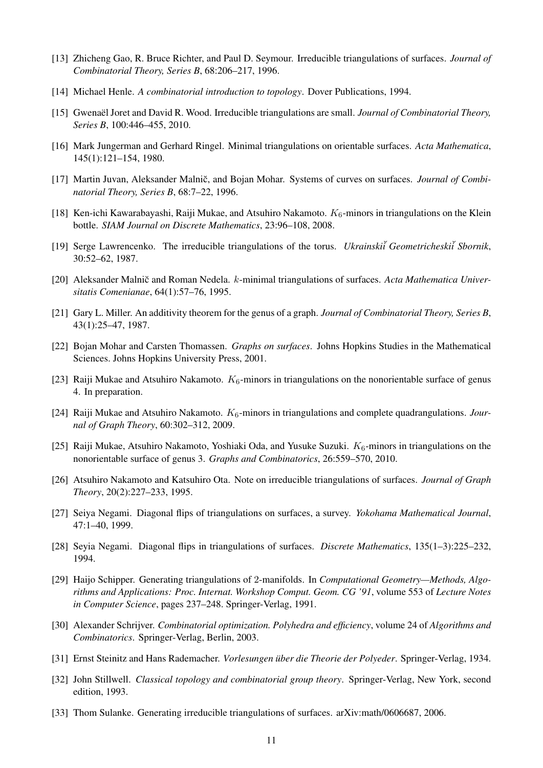[13] Zhicheng Gao, R. Bruce Richter, and Paul D. Seymour. Irreducible triangulations of surfaces. *Journal of Combinatorial Theory, Series B*, 68:206–217, 1996.

[14] Michael Henle. *A combinatorial introduction to topology*. Dover Publications, 1994.

[15] Gwenaël Joret and David R. Wood. Irreducible triangulations are small. *Journal of Combinatorial Theory, Series B*, 100:446–455, 2010.

[16] Mark Jungerman and Gerhard Ringel. Minimal triangulations on orientable surfaces. *Acta Mathematica*, 145(1):121–154, 1980.

[17] Martin Juvan, Aleksander Malnič, and Bojan Mohar. Systems of curves on surfaces. *Journal of Combinatorial Theory, Series B*, 68:7–22, 1996.

[18] Ken-ichi Kawarabayashi, Raiji Mukae, and Atsuhiro Nakamoto. $K_6$-minors in triangulations on the Klein bottle. *SIAM Journal on Discrete Mathematics*, 23:96–108, 2008.

[19] Serge Lawrencenko. The irreducible triangulations of the torus. *Ukrainskiĭ Geometricheskiĭ Sbornik*, 30:52–62, 1987.

[20] Aleksander Malnič and Roman Nedela. $k$-minimal triangulations of surfaces. *Acta Mathematica Universitatis Comenianae*, 64(1):57–76, 1995.

[21] Gary L. Miller. An additivity theorem for the genus of a graph. *Journal of Combinatorial Theory, Series B*, 43(1):25–47, 1987.

[22] Bojan Mohar and Carsten Thomassen. *Graphs on surfaces*. Johns Hopkins Studies in the Mathematical Sciences. Johns Hopkins University Press, 2001.

[23] Raiji Mukae and Atsuhiro Nakamoto. $K_6$-minors in triangulations on the nonorientable surface of genus 4. In preparation.

[24] Raiji Mukae and Atsuhiro Nakamoto. $K_6$-minors in triangulations and complete quadrangulations. *Journal of Graph Theory*, 60:302–312, 2009.

[25] Raiji Mukae, Atsuhiro Nakamoto, Yoshiaki Oda, and Yusuke Suzuki. $K_6$-minors in triangulations on the nonorientable surface of genus 3. *Graphs and Combinatorics*, 26:559–570, 2010.

[26] Atsuhiro Nakamoto and Katsuhiro Ota. Note on irreducible triangulations of surfaces. *Journal of Graph Theory*, 20(2):227–233, 1995.

[27] Seiya Negami. Diagonal flips of triangulations on surfaces, a survey. *Yokohama Mathematical Journal*, 47:1–40, 1999.

[28] Seyia Negami. Diagonal flips in triangulations of surfaces. *Discrete Mathematics*, 135(1–3):225–232, 1994.

[29] Haijo Schipper. Generating triangulations of 2-manifolds. In *Computational Geometry—Methods, Algorithms and Applications: Proc. Internat. Workshop Comput. Geom. CG '91*, volume 553 of *Lecture Notes in Computer Science*, pages 237–248. Springer-Verlag, 1991.

[30] Alexander Schrijver. *Combinatorial optimization. Polyhedra and efficiency*, volume 24 of *Algorithms and Combinatorics*. Springer-Verlag, Berlin, 2003.

[31] Ernst Steinitz and Hans Rademacher. *Vorlesungen über die Theorie der Polyeder*. Springer-Verlag, 1934.

[32] John Stillwell. *Classical topology and combinatorial group theory*. Springer-Verlag, New York, second edition, 1993.

[33] Thom Sulanke. Generating irreducible triangulations of surfaces. arXiv:math/0606687, 2006.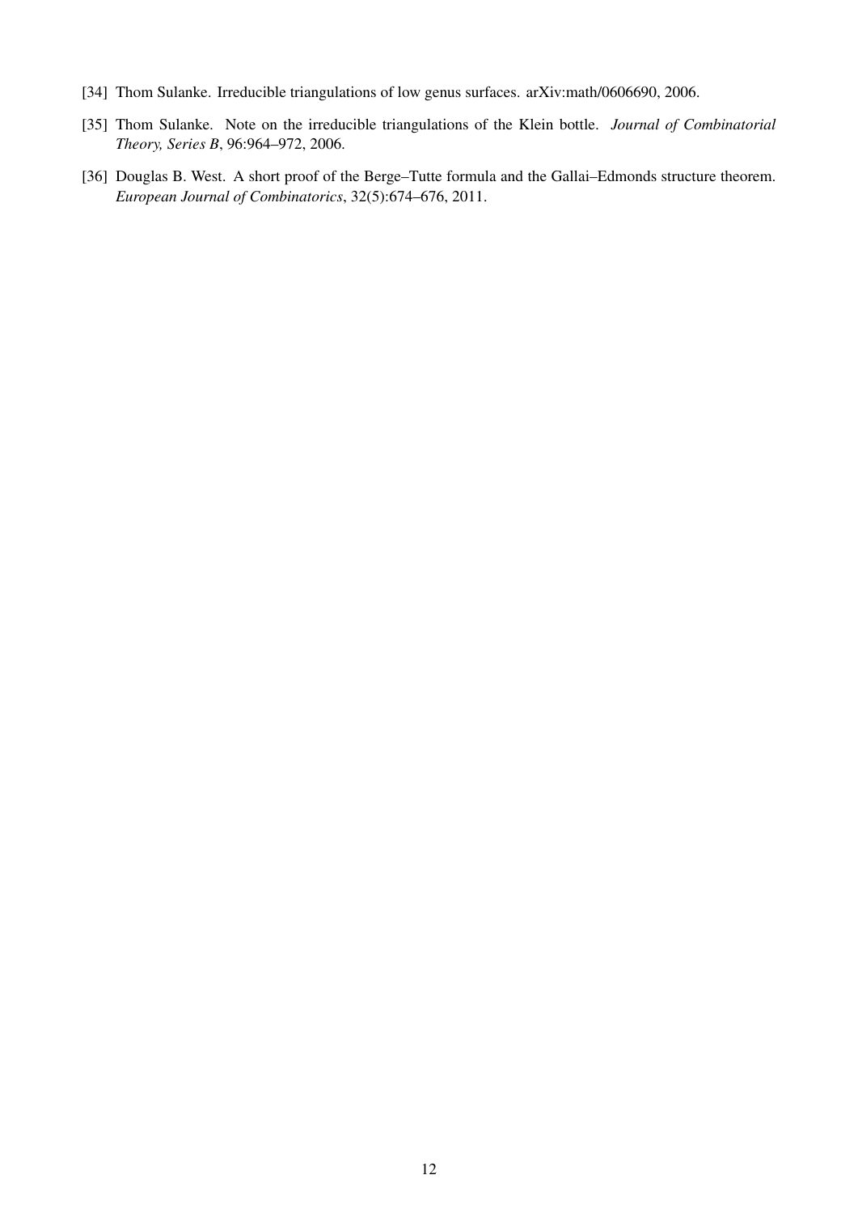[34] Thom Sulanke. Irreducible triangulations of low genus surfaces. arXiv:math/0606690, 2006.

[35] Thom Sulanke. Note on the irreducible triangulations of the Klein bottle. *Journal of Combinatorial Theory, Series B*, 96:964–972, 2006.

[36] Douglas B. West. A short proof of the Berge–Tutte formula and the Gallai–Edmonds structure theorem. *European Journal of Combinatorics*, 32(5):674–676, 2011.